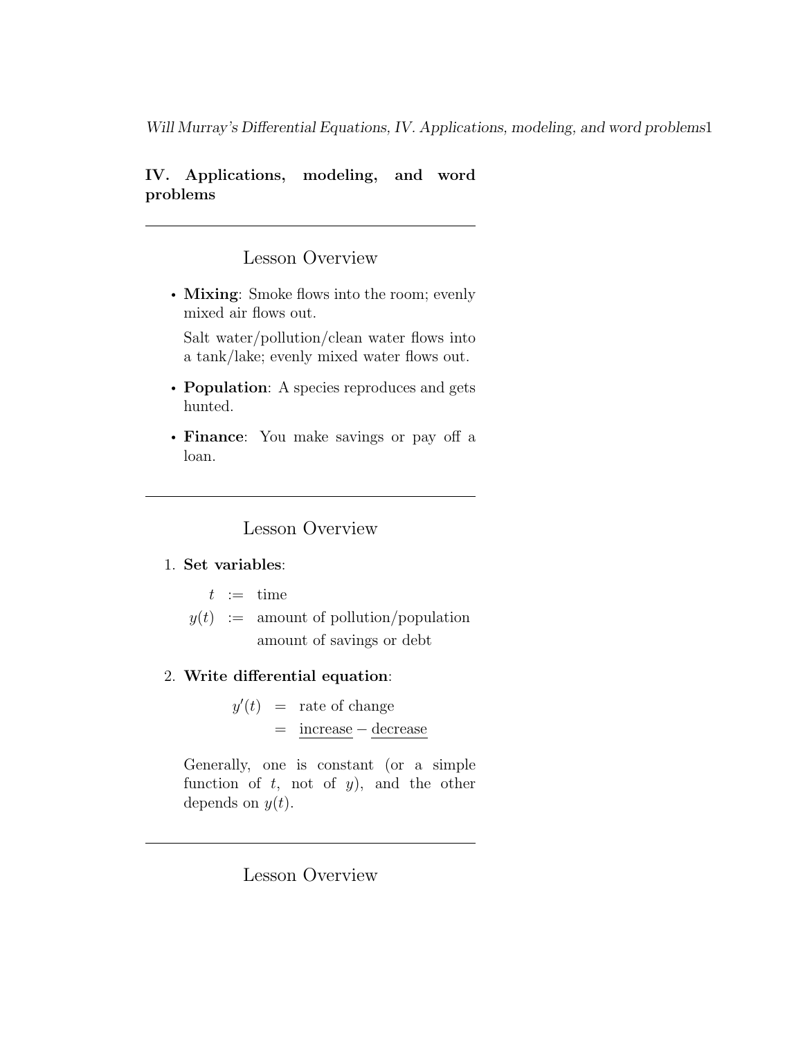**IV. Applications, modeling, and word problems**

---

## Lesson Overview

- **Mixing**: Smoke flows into the room; evenly mixed air flows out.

  Salt water/pollution/clean water flows into a tank/lake; evenly mixed water flows out.

- **Population**: A species reproduces and gets hunted.

- **Finance**: You make savings or pay off a loan.

---

## Lesson Overview

1. **Set variables**:

$$
\begin{aligned}
t &:= \text{time} \\
y(t) &:= \text{amount of pollution/population} \\
&\phantom{:=} \text{amount of savings or debt}
\end{aligned}
$$

2. **Write differential equation**:

$$
\begin{aligned}
y'(t) &= \text{rate of change} \\
&= \underline{\text{increase}} - \underline{\text{decrease}}
\end{aligned}
$$

   Generally, one is constant (or a simple function of $t$, not of $y$), and the other depends on $y(t)$.

---

## Lesson Overview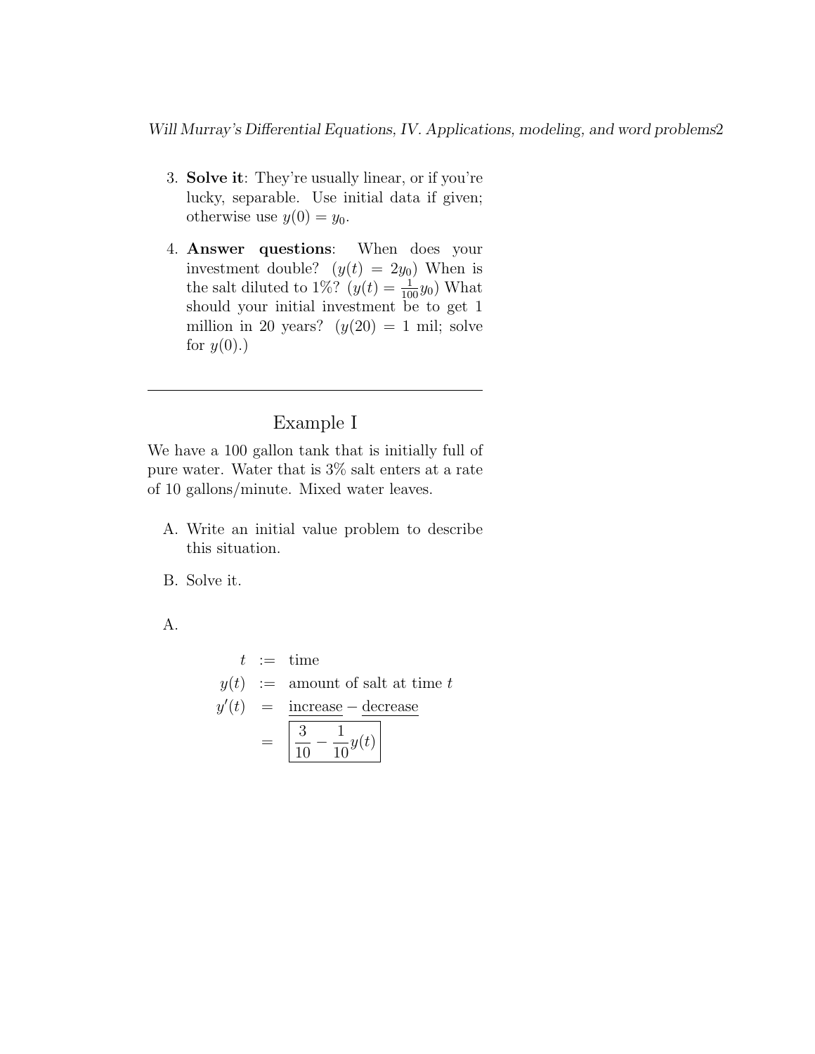3. **Solve it**: They're usually linear, or if you're lucky, separable. Use initial data if given; otherwise use $y(0) = y_0$.

4. **Answer questions**: When does your investment double? ($y(t) = 2y_0$) When is the salt diluted to 1%? ($y(t) = \frac{1}{100}y_0$) What should your initial investment be to get 1 million in 20 years? ($y(20) = 1$ mil; solve for $y(0)$.)

---

## Example I

We have a 100 gallon tank that is initially full of pure water. Water that is 3% salt enters at a rate of 10 gallons/minute. Mixed water leaves.

A. Write an initial value problem to describe this situation.

B. Solve it.

A.

$$
\begin{aligned}
t &:= \text{time} \\
y(t) &:= \text{amount of salt at time } t \\
y'(t) &= \underline{\text{increase}} - \underline{\text{decrease}} \\
&= \boxed{\frac{3}{10} - \frac{1}{10}y(t)}
\end{aligned}
$$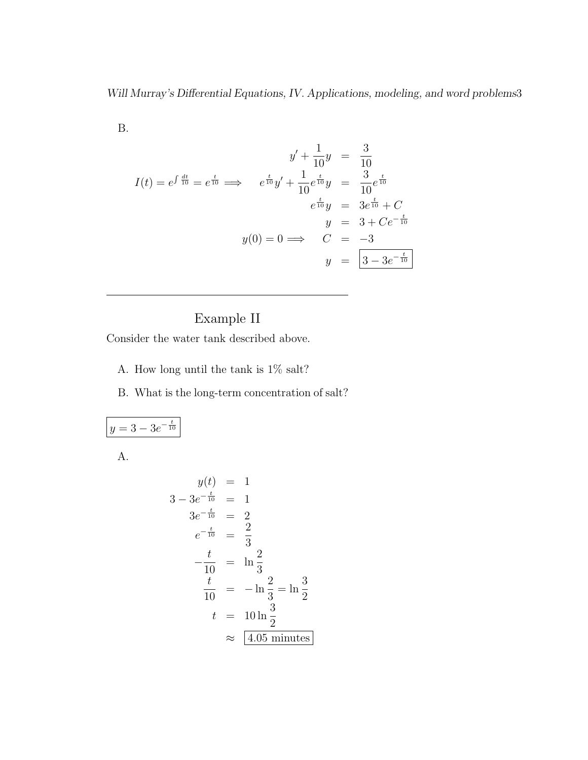B.

$$
\begin{aligned}
& & y' + \frac{1}{10}y &= \frac{3}{10} \\
I(t) = e^{\int \frac{dt}{10}} = e^{\frac{t}{10}} \implies & & e^{\frac{t}{10}}y' + \frac{1}{10}e^{\frac{t}{10}}y &= \frac{3}{10}e^{\frac{t}{10}} \\
& & e^{\frac{t}{10}}y &= 3e^{\frac{t}{10}} + C \\
& & y &= 3 + Ce^{-\frac{t}{10}} \\
y(0) = 0 \implies & & C &= -3 \\
& & y &= \boxed{3 - 3e^{-\frac{t}{10}}}
\end{aligned}
$$

---

## Example II

Consider the water tank described above.

A. How long until the tank is 1% salt?

B. What is the long-term concentration of salt?

$$\boxed{y = 3 - 3e^{-\frac{t}{10}}}$$

A.

$$
\begin{aligned}
y(t) &= 1 \\
3 - 3e^{-\frac{t}{10}} &= 1 \\
3e^{-\frac{t}{10}} &= 2 \\
e^{-\frac{t}{10}} &= \frac{2}{3} \\
-\frac{t}{10} &= \ln\frac{2}{3} \\
\frac{t}{10} &= -\ln\frac{2}{3} = \ln\frac{3}{2} \\
t &= 10\ln\frac{3}{2} \\
&\approx \boxed{4.05 \text{ minutes}}
\end{aligned}
$$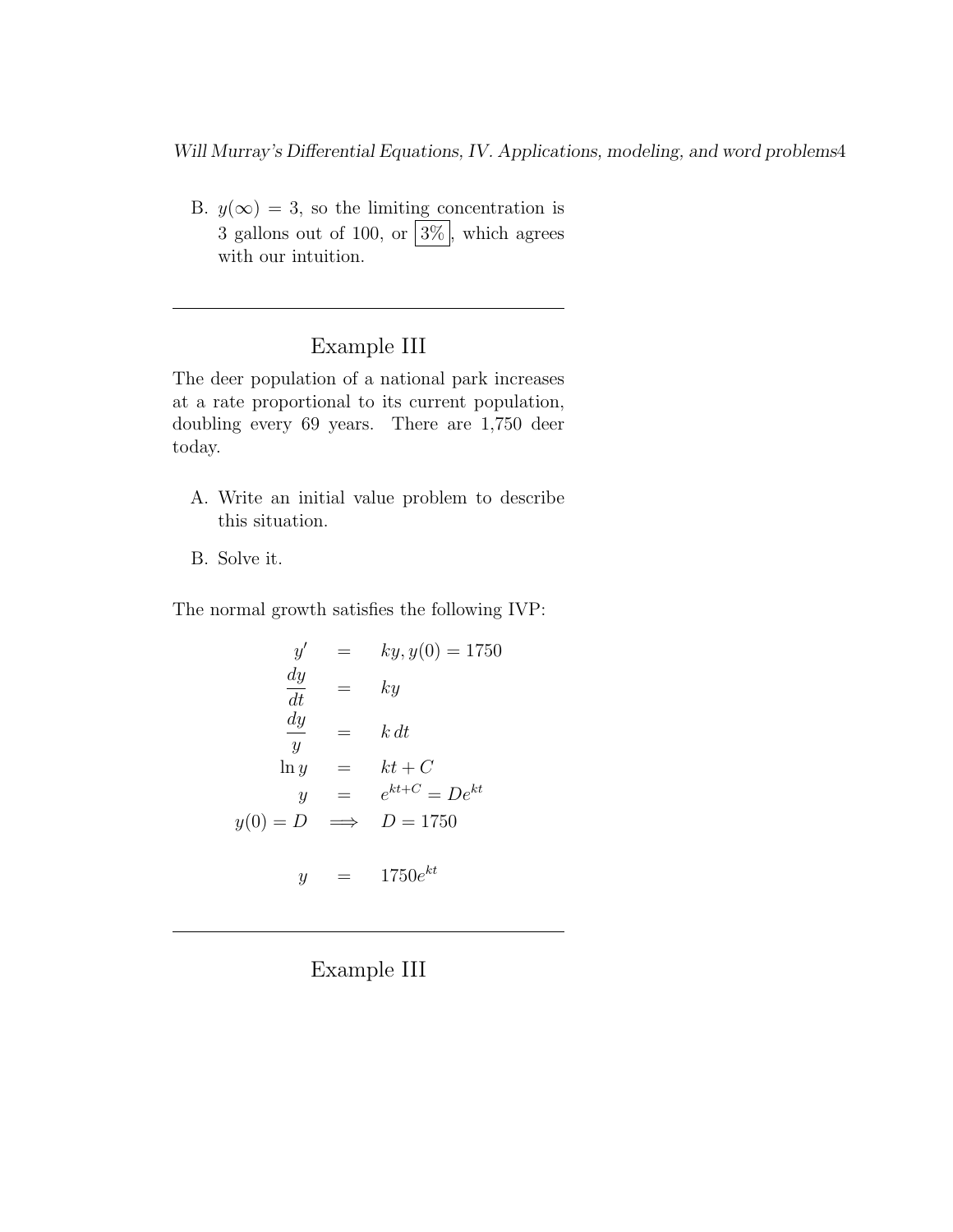B. $y(\infty) = 3$, so the limiting concentration is 3 gallons out of 100, or $\boxed{3\%}$, which agrees with our intuition.

---

## Example III

The deer population of a national park increases at a rate proportional to its current population, doubling every 69 years. There are 1,750 deer today.

A. Write an initial value problem to describe this situation.

B. Solve it.

The normal growth satisfies the following IVP:

$$
\begin{aligned}
y' &= ky, y(0) = 1750 \\
\frac{dy}{dt} &= ky \\
\frac{dy}{y} &= k\,dt \\
\ln y &= kt + C \\
y &= e^{kt+C} = De^{kt} \\
y(0) = D &\implies D = 1750 \\
\\
y &= 1750e^{kt}
\end{aligned}
$$

---

## Example III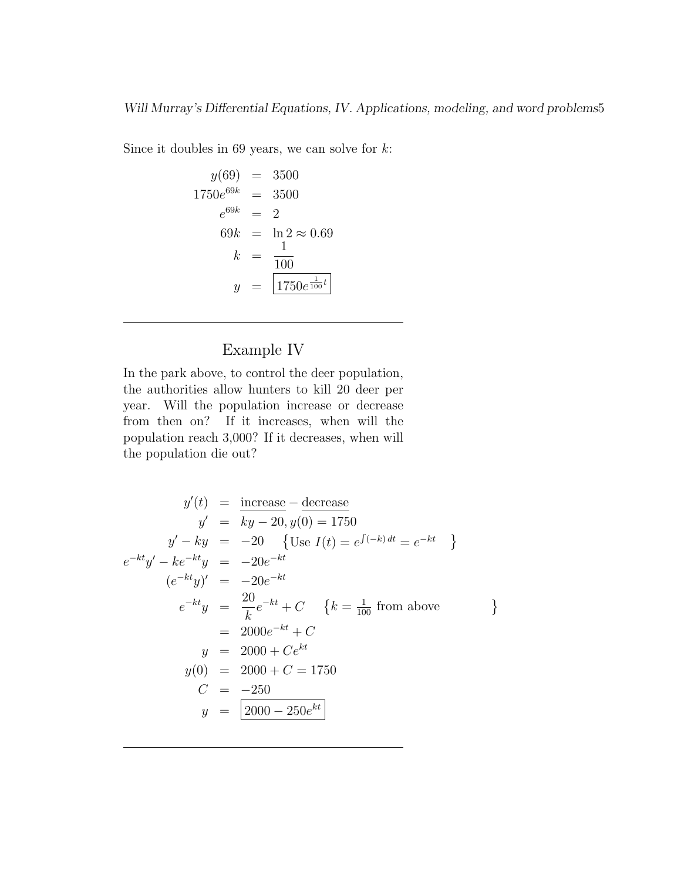Since it doubles in 69 years, we can solve for $k$:

$$
\begin{aligned}
y(69) &= 3500 \\
1750e^{69k} &= 3500 \\
e^{69k} &= 2 \\
69k &= \ln 2 \approx 0.69 \\
k &= \frac{1}{100} \\
y &= \boxed{1750e^{\frac{1}{100}t}}
\end{aligned}
$$

---

## Example IV

In the park above, to control the deer population, the authorities allow hunters to kill 20 deer per year. Will the population increase or decrease from then on? If it increases, when will the population reach 3,000? If it decreases, when will the population die out?

$$
\begin{aligned}
y'(t) &= \underline{\text{increase}} - \underline{\text{decrease}} \\
y' &= ky - 20, y(0) = 1750 \\
y' - ky &= -20 \quad \left\{ \text{Use } I(t) = e^{\int (-k)\,dt} = e^{-kt} \quad \right\} \\
e^{-kt}y' - ke^{-kt}y &= -20e^{-kt} \\
(e^{-kt}y)' &= -20e^{-kt} \\
e^{-kt}y &= \frac{20}{k}e^{-kt} + C \quad \left\{ k = \tfrac{1}{100} \text{ from above} \quad \right\} \\
&= 2000e^{-kt} + C \\
y &= 2000 + Ce^{kt} \\
y(0) &= 2000 + C = 1750 \\
C &= -250 \\
y &= \boxed{2000 - 250e^{kt}}
\end{aligned}
$$

---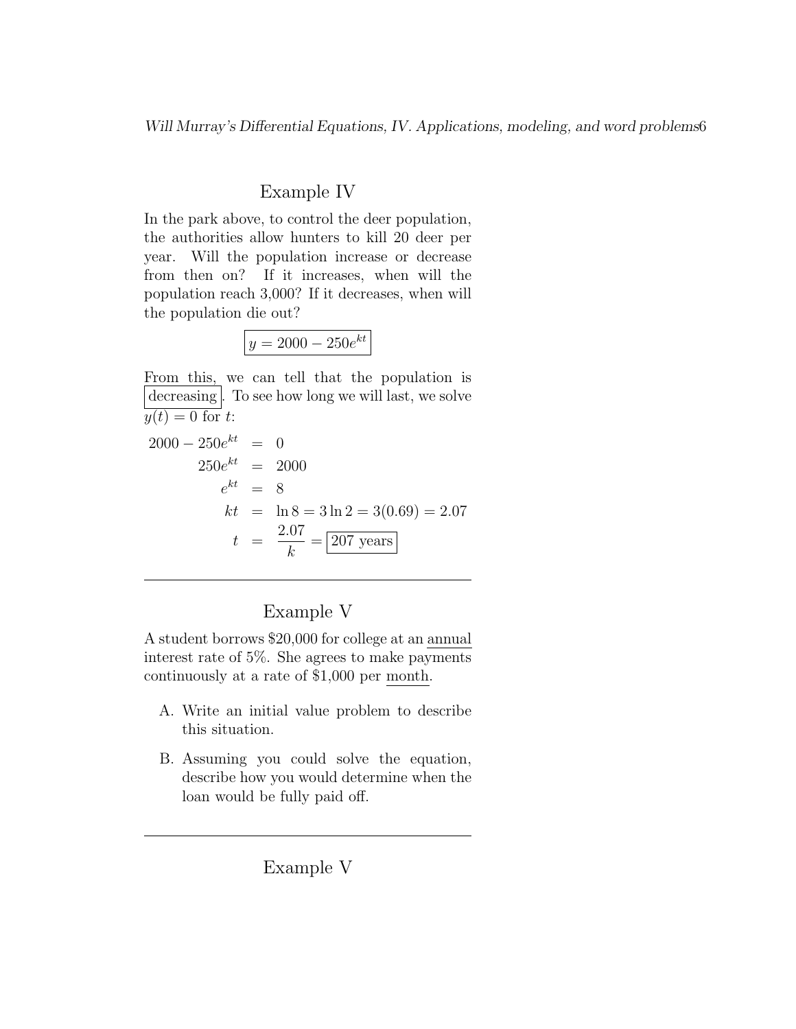## Example IV

In the park above, to control the deer population, the authorities allow hunters to kill 20 deer per year. Will the population increase or decrease from then on? If it increases, when will the population reach 3,000? If it decreases, when will the population die out?

$$\boxed{y = 2000 - 250e^{kt}}$$

From this, we can tell that the population is $\boxed{\text{decreasing}}$. To see how long we will last, we solve $y(t) = 0$ for $t$:

$$
\begin{aligned}
2000 - 250e^{kt} &= 0 \\
250e^{kt} &= 2000 \\
e^{kt} &= 8 \\
kt &= \ln 8 = 3\ln 2 = 3(0.69) = 2.07 \\
t &= \frac{2.07}{k} = \boxed{207 \text{ years}}
\end{aligned}
$$

---

## Example V

A student borrows \$20,000 for college at an <u>annual</u> interest rate of 5%. She agrees to make payments continuously at a rate of \$1,000 per <u>month</u>.

A. Write an initial value problem to describe this situation.

B. Assuming you could solve the equation, describe how you would determine when the loan would be fully paid off.

---

## Example V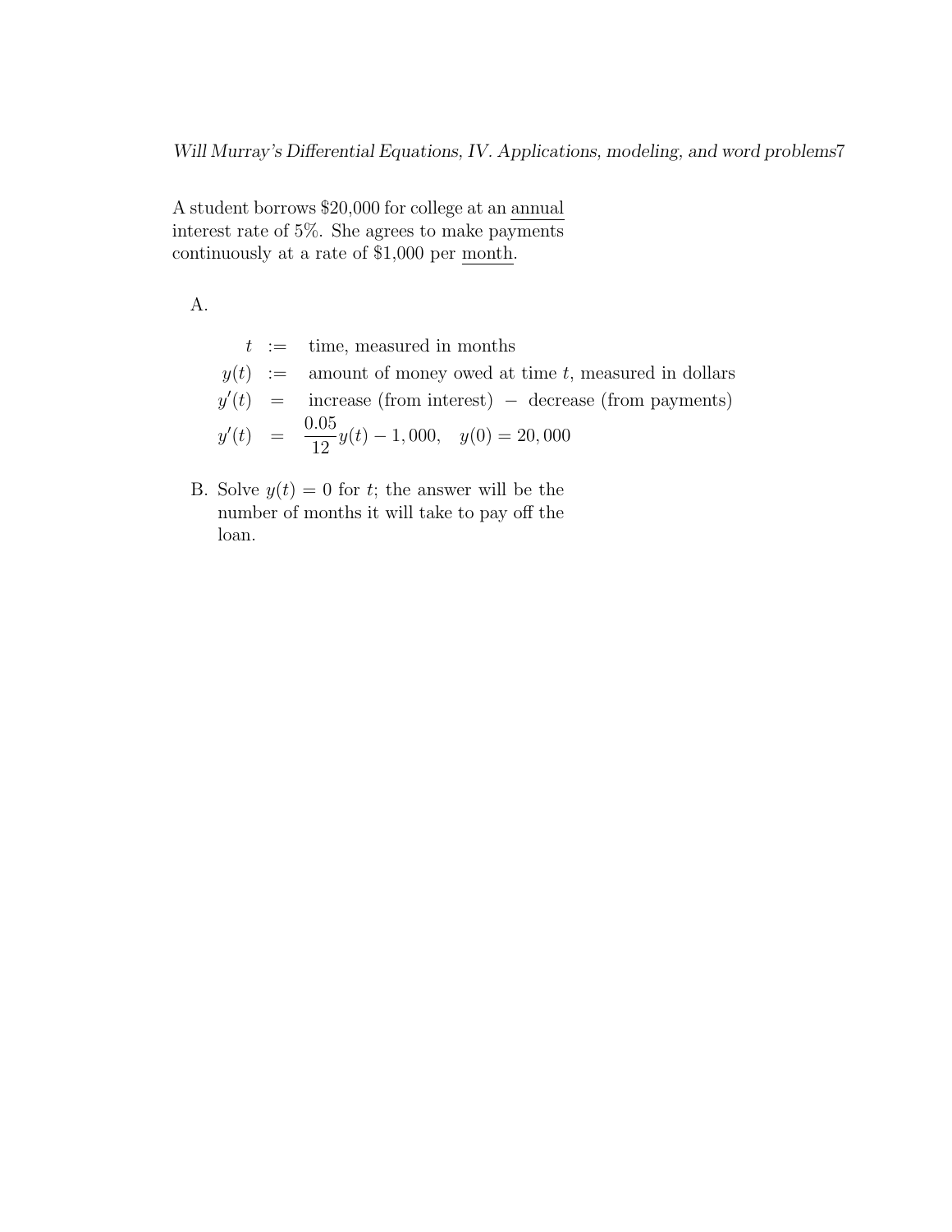A student borrows \$20,000 for college at an annual interest rate of 5%. She agrees to make payments continuously at a rate of \$1,000 per month.

A.

$$
\begin{aligned}
t &:= \text{time, measured in months} \\
y(t) &:= \text{amount of money owed at time } t\text{, measured in dollars} \\
y'(t) &= \text{increase (from interest)} - \text{decrease (from payments)} \\
y'(t) &= \frac{0.05}{12} y(t) - 1{,}000, \quad y(0) = 20{,}000
\end{aligned}
$$

B. Solve $y(t) = 0$ for $t$; the answer will be the number of months it will take to pay off the loan.